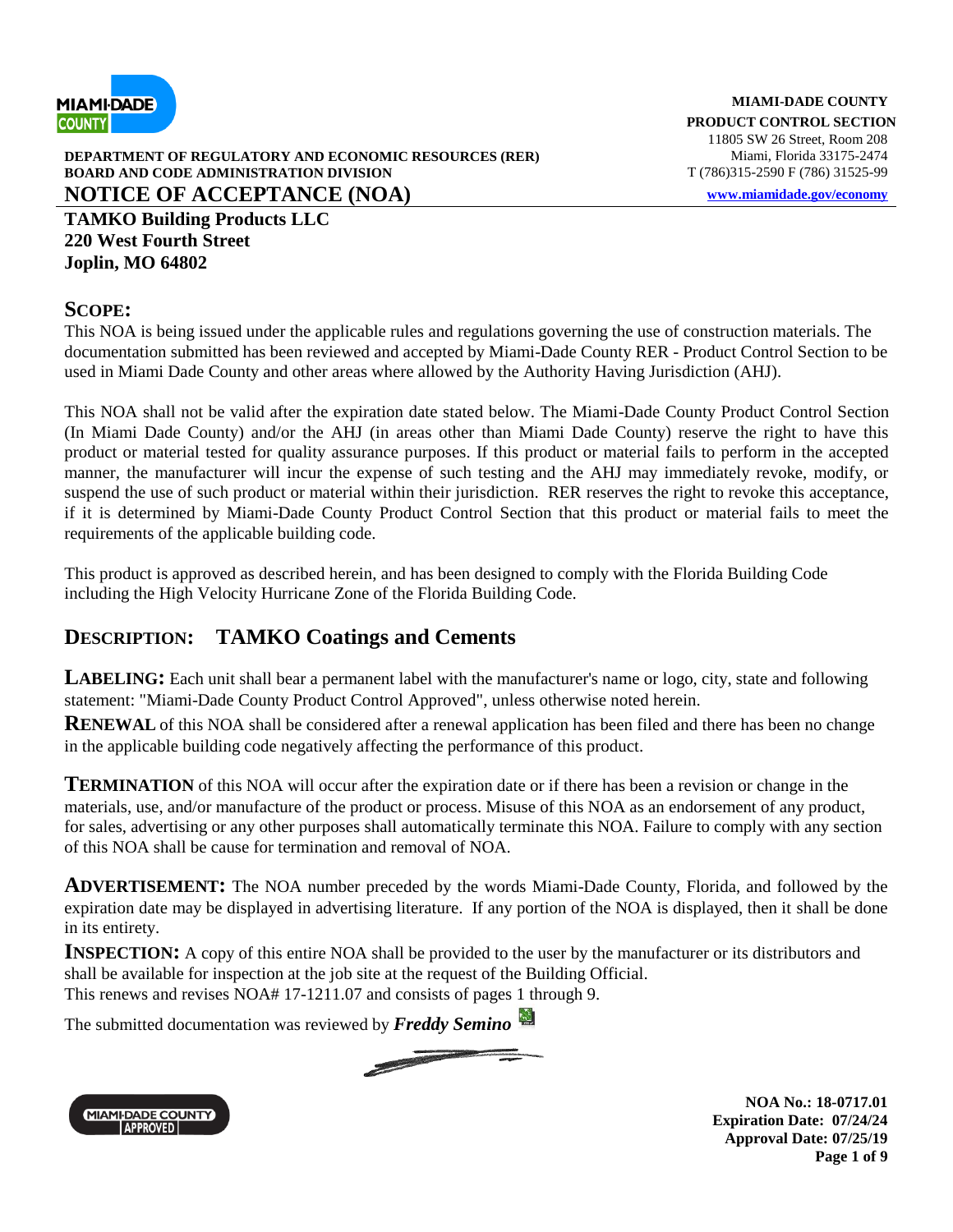**MIAMI-DADE COUNTY**
**PRODUCT CONTROL SECTION**
11805 SW 26 Street, Room 208
Miami, Florida 33175-2474
T (786)315-2590 F (786) 31525-99
[www.miamidade.gov/economy](http://www.miamidade.gov/economy)

**DEPARTMENT OF REGULATORY AND ECONOMIC RESOURCES (RER)**
**BOARD AND CODE ADMINISTRATION DIVISION**

# NOTICE OF ACCEPTANCE (NOA)

**TAMKO Building Products LLC**
**220 West Fourth Street**
**Joplin, MO 64802**

## SCOPE:

This NOA is being issued under the applicable rules and regulations governing the use of construction materials. The documentation submitted has been reviewed and accepted by Miami-Dade County RER - Product Control Section to be used in Miami Dade County and other areas where allowed by the Authority Having Jurisdiction (AHJ).

This NOA shall not be valid after the expiration date stated below. The Miami-Dade County Product Control Section (In Miami Dade County) and/or the AHJ (in areas other than Miami Dade County) reserve the right to have this product or material tested for quality assurance purposes. If this product or material fails to perform in the accepted manner, the manufacturer will incur the expense of such testing and the AHJ may immediately revoke, modify, or suspend the use of such product or material within their jurisdiction. RER reserves the right to revoke this acceptance, if it is determined by Miami-Dade County Product Control Section that this product or material fails to meet the requirements of the applicable building code.

This product is approved as described herein, and has been designed to comply with the Florida Building Code including the High Velocity Hurricane Zone of the Florida Building Code.

## DESCRIPTION: TAMKO Coatings and Cements

**LABELING:** Each unit shall bear a permanent label with the manufacturer's name or logo, city, state and following statement: "Miami-Dade County Product Control Approved", unless otherwise noted herein.

**RENEWAL** of this NOA shall be considered after a renewal application has been filed and there has been no change in the applicable building code negatively affecting the performance of this product.

**TERMINATION** of this NOA will occur after the expiration date or if there has been a revision or change in the materials, use, and/or manufacture of the product or process. Misuse of this NOA as an endorsement of any product, for sales, advertising or any other purposes shall automatically terminate this NOA. Failure to comply with any section of this NOA shall be cause for termination and removal of NOA.

**ADVERTISEMENT:** The NOA number preceded by the words Miami-Dade County, Florida, and followed by the expiration date may be displayed in advertising literature. If any portion of the NOA is displayed, then it shall be done in its entirety.

**INSPECTION:** A copy of this entire NOA shall be provided to the user by the manufacturer or its distributors and shall be available for inspection at the job site at the request of the Building Official.
This renews and revises NOA# 17-1211.07 and consists of pages 1 through 9.

The submitted documentation was reviewed by ***Freddy Semino***

**NOA No.: 18-0717.01**
**Expiration Date: 07/24/24**
**Approval Date: 07/25/19**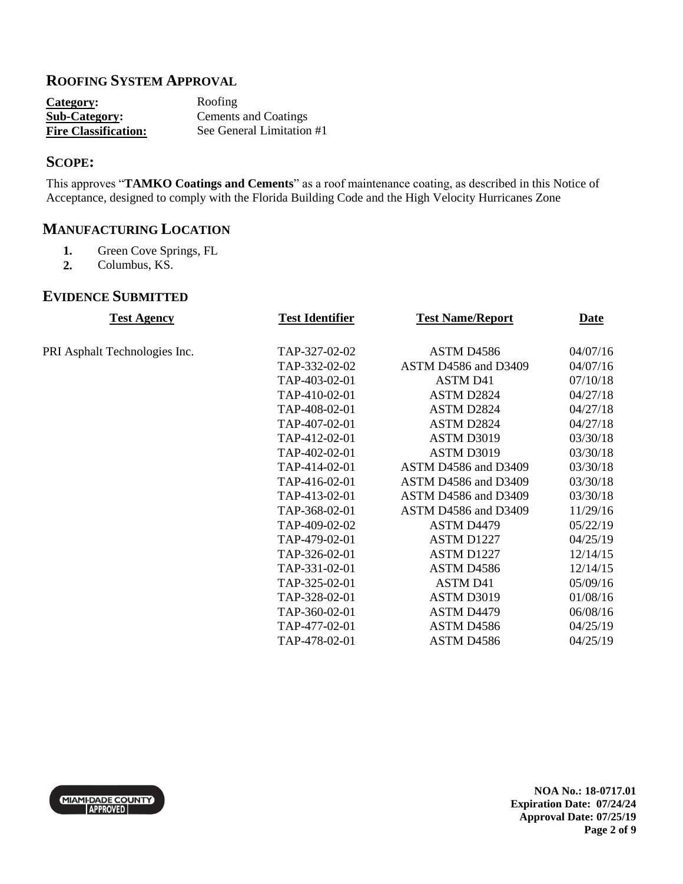## ROOFING SYSTEM APPROVAL

**Category:** Roofing
**Sub-Category:** Cements and Coatings
**Fire Classification:** See General Limitation #1

## SCOPE:

This approves "**TAMKO Coatings and Cements**" as a roof maintenance coating, as described in this Notice of Acceptance, designed to comply with the Florida Building Code and the High Velocity Hurricanes Zone

## MANUFACTURING LOCATION

1. Green Cove Springs, FL
2. Columbus, KS.

## EVIDENCE SUBMITTED

| Test Agency | Test Identifier | Test Name/Report | Date |
|---|---|---|---|
| PRI Asphalt Technologies Inc. | TAP-327-02-02 | ASTM D4586 | 04/07/16 |
| | TAP-332-02-02 | ASTM D4586 and D3409 | 04/07/16 |
| | TAP-403-02-01 | ASTM D41 | 07/10/18 |
| | TAP-410-02-01 | ASTM D2824 | 04/27/18 |
| | TAP-408-02-01 | ASTM D2824 | 04/27/18 |
| | TAP-407-02-01 | ASTM D2824 | 04/27/18 |
| | TAP-412-02-01 | ASTM D3019 | 03/30/18 |
| | TAP-402-02-01 | ASTM D3019 | 03/30/18 |
| | TAP-414-02-01 | ASTM D4586 and D3409 | 03/30/18 |
| | TAP-416-02-01 | ASTM D4586 and D3409 | 03/30/18 |
| | TAP-413-02-01 | ASTM D4586 and D3409 | 03/30/18 |
| | TAP-368-02-01 | ASTM D4586 and D3409 | 11/29/16 |
| | TAP-409-02-02 | ASTM D4479 | 05/22/19 |
| | TAP-479-02-01 | ASTM D1227 | 04/25/19 |
| | TAP-326-02-01 | ASTM D1227 | 12/14/15 |
| | TAP-331-02-01 | ASTM D4586 | 12/14/15 |
| | TAP-325-02-01 | ASTM D41 | 05/09/16 |
| | TAP-328-02-01 | ASTM D3019 | 01/08/16 |
| | TAP-360-02-01 | ASTM D4479 | 06/08/16 |
| | TAP-477-02-01 | ASTM D4586 | 04/25/19 |
| | TAP-478-02-01 | ASTM D4586 | 04/25/19 |

**NOA No.: 18-0717.01**
**Expiration Date: 07/24/24**
**Approval Date: 07/25/19**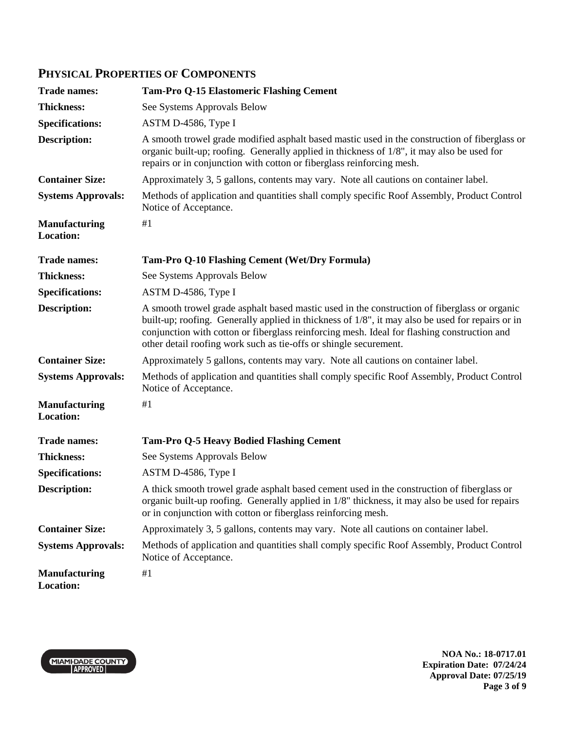## PHYSICAL PROPERTIES OF COMPONENTS

| | |
|---|---|
| **Trade names:** | **Tam-Pro Q-15 Elastomeric Flashing Cement** |
| **Thickness:** | See Systems Approvals Below |
| **Specifications:** | ASTM D-4586, Type I |
| **Description:** | A smooth trowel grade modified asphalt based mastic used in the construction of fiberglass or organic built-up; roofing. Generally applied in thickness of 1/8", it may also be used for repairs or in conjunction with cotton or fiberglass reinforcing mesh. |
| **Container Size:** | Approximately 3, 5 gallons, contents may vary. Note all cautions on container label. |
| **Systems Approvals:** | Methods of application and quantities shall comply specific Roof Assembly, Product Control Notice of Acceptance. |
| **Manufacturing Location:** | #1 |
| **Trade names:** | **Tam-Pro Q-10 Flashing Cement (Wet/Dry Formula)** |
| **Thickness:** | See Systems Approvals Below |
| **Specifications:** | ASTM D-4586, Type I |
| **Description:** | A smooth trowel grade asphalt based mastic used in the construction of fiberglass or organic built-up; roofing. Generally applied in thickness of 1/8", it may also be used for repairs or in conjunction with cotton or fiberglass reinforcing mesh. Ideal for flashing construction and other detail roofing work such as tie-offs or shingle securement. |
| **Container Size:** | Approximately 5 gallons, contents may vary. Note all cautions on container label. |
| **Systems Approvals:** | Methods of application and quantities shall comply specific Roof Assembly, Product Control Notice of Acceptance. |
| **Manufacturing Location:** | #1 |
| **Trade names:** | **Tam-Pro Q-5 Heavy Bodied Flashing Cement** |
| **Thickness:** | See Systems Approvals Below |
| **Specifications:** | ASTM D-4586, Type I |
| **Description:** | A thick smooth trowel grade asphalt based cement used in the construction of fiberglass or organic built-up roofing. Generally applied in 1/8" thickness, it may also be used for repairs or in conjunction with cotton or fiberglass reinforcing mesh. |
| **Container Size:** | Approximately 3, 5 gallons, contents may vary. Note all cautions on container label. |
| **Systems Approvals:** | Methods of application and quantities shall comply specific Roof Assembly, Product Control Notice of Acceptance. |
| **Manufacturing Location:** | #1 |

**NOA No.: 18-0717.01**
**Expiration Date: 07/24/24**
**Approval Date: 07/25/19**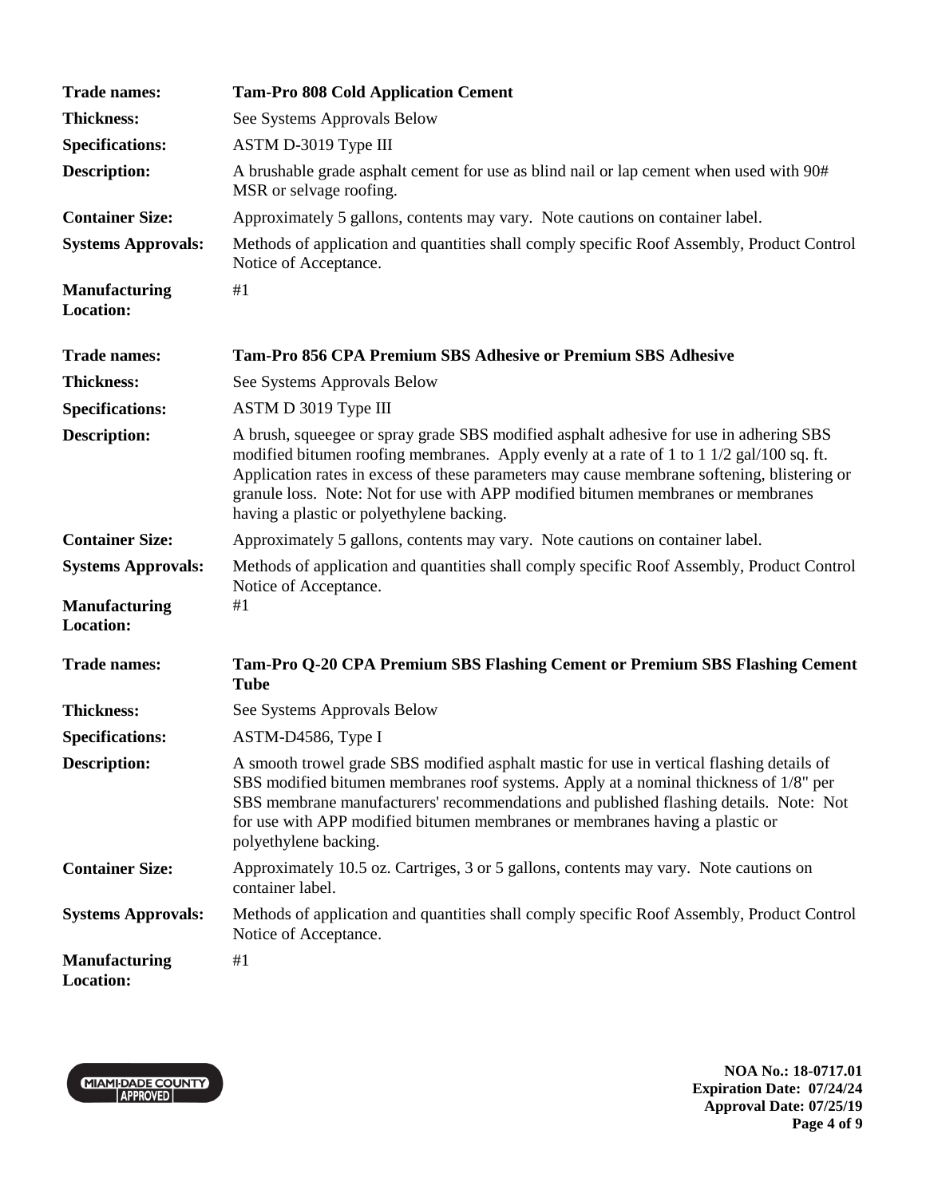| | |
|---|---|
| **Trade names:** | **Tam-Pro 808 Cold Application Cement** |
| **Thickness:** | See Systems Approvals Below |
| **Specifications:** | ASTM D-3019 Type III |
| **Description:** | A brushable grade asphalt cement for use as blind nail or lap cement when used with 90# MSR or selvage roofing. |
| **Container Size:** | Approximately 5 gallons, contents may vary. Note cautions on container label. |
| **Systems Approvals:** | Methods of application and quantities shall comply specific Roof Assembly, Product Control Notice of Acceptance. |
| **Manufacturing Location:** | #1 |

| | |
|---|---|
| **Trade names:** | **Tam-Pro 856 CPA Premium SBS Adhesive or Premium SBS Adhesive** |
| **Thickness:** | See Systems Approvals Below |
| **Specifications:** | ASTM D 3019 Type III |
| **Description:** | A brush, squeegee or spray grade SBS modified asphalt adhesive for use in adhering SBS modified bitumen roofing membranes. Apply evenly at a rate of 1 to 1 1/2 gal/100 sq. ft. Application rates in excess of these parameters may cause membrane softening, blistering or granule loss. Note: Not for use with APP modified bitumen membranes or membranes having a plastic or polyethylene backing. |
| **Container Size:** | Approximately 5 gallons, contents may vary. Note cautions on container label. |
| **Systems Approvals:** | Methods of application and quantities shall comply specific Roof Assembly, Product Control Notice of Acceptance. |
| **Manufacturing Location:** | #1 |

| | |
|---|---|
| **Trade names:** | **Tam-Pro Q-20 CPA Premium SBS Flashing Cement or Premium SBS Flashing Cement Tube** |
| **Thickness:** | See Systems Approvals Below |
| **Specifications:** | ASTM-D4586, Type I |
| **Description:** | A smooth trowel grade SBS modified asphalt mastic for use in vertical flashing details of SBS modified bitumen membranes roof systems. Apply at a nominal thickness of 1/8" per SBS membrane manufacturers' recommendations and published flashing details. Note: Not for use with APP modified bitumen membranes or membranes having a plastic or polyethylene backing. |
| **Container Size:** | Approximately 10.5 oz. Cartriges, 3 or 5 gallons, contents may vary. Note cautions on container label. |
| **Systems Approvals:** | Methods of application and quantities shall comply specific Roof Assembly, Product Control Notice of Acceptance. |
| **Manufacturing Location:** | #1 |

**NOA No.: 18-0717.01**
**Expiration Date: 07/24/24**
**Approval Date: 07/25/19**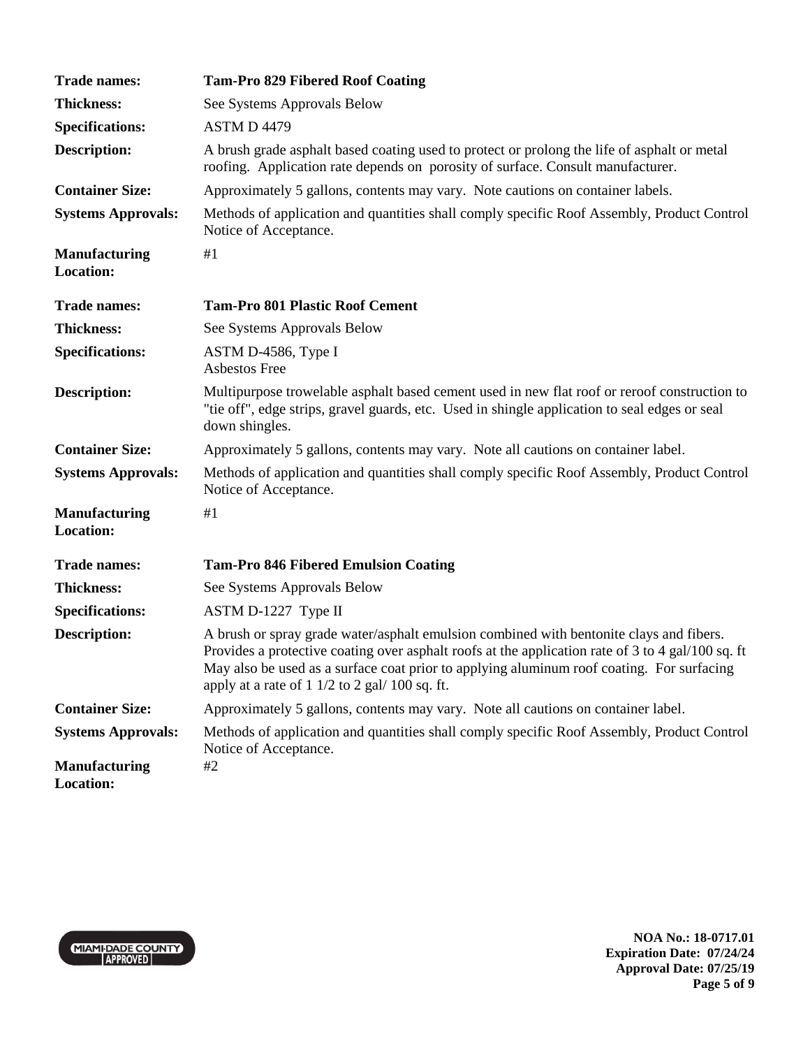| | |
|---|---|
| **Trade names:** | **Tam-Pro 829 Fibered Roof Coating** |
| **Thickness:** | See Systems Approvals Below |
| **Specifications:** | ASTM D 4479 |
| **Description:** | A brush grade asphalt based coating used to protect or prolong the life of asphalt or metal roofing. Application rate depends on porosity of surface. Consult manufacturer. |
| **Container Size:** | Approximately 5 gallons, contents may vary. Note cautions on container labels. |
| **Systems Approvals:** | Methods of application and quantities shall comply specific Roof Assembly, Product Control Notice of Acceptance. |
| **Manufacturing Location:** | #1 |

| | |
|---|---|
| **Trade names:** | **Tam-Pro 801 Plastic Roof Cement** |
| **Thickness:** | See Systems Approvals Below |
| **Specifications:** | ASTM D-4586, Type I<br>Asbestos Free |
| **Description:** | Multipurpose trowelable asphalt based cement used in new flat roof or reroof construction to "tie off", edge strips, gravel guards, etc. Used in shingle application to seal edges or seal down shingles. |
| **Container Size:** | Approximately 5 gallons, contents may vary. Note all cautions on container label. |
| **Systems Approvals:** | Methods of application and quantities shall comply specific Roof Assembly, Product Control Notice of Acceptance. |
| **Manufacturing Location:** | #1 |

| | |
|---|---|
| **Trade names:** | **Tam-Pro 846 Fibered Emulsion Coating** |
| **Thickness:** | See Systems Approvals Below |
| **Specifications:** | ASTM D-1227 Type II |
| **Description:** | A brush or spray grade water/asphalt emulsion combined with bentonite clays and fibers. Provides a protective coating over asphalt roofs at the application rate of 3 to 4 gal/100 sq. ft May also be used as a surface coat prior to applying aluminum roof coating. For surfacing apply at a rate of 1 1/2 to 2 gal/ 100 sq. ft. |
| **Container Size:** | Approximately 5 gallons, contents may vary. Note all cautions on container label. |
| **Systems Approvals:** | Methods of application and quantities shall comply specific Roof Assembly, Product Control Notice of Acceptance. |
| **Manufacturing Location:** | #2 |

**NOA No.: 18-0717.01**
**Expiration Date: 07/24/24**
**Approval Date: 07/25/19**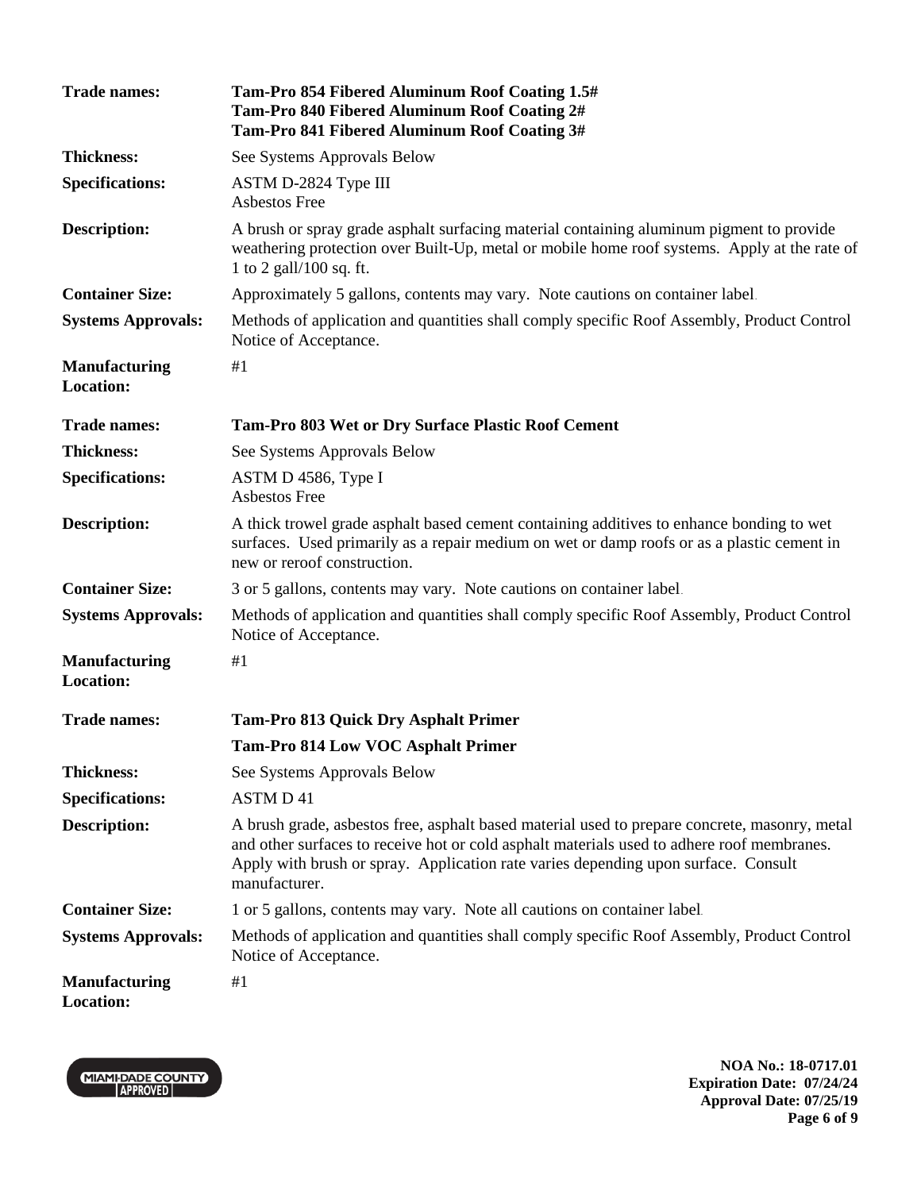| | |
|---|---|
| **Trade names:** | **Tam-Pro 854 Fibered Aluminum Roof Coating 1.5#**<br>**Tam-Pro 840 Fibered Aluminum Roof Coating 2#**<br>**Tam-Pro 841 Fibered Aluminum Roof Coating 3#** |
| **Thickness:** | See Systems Approvals Below |
| **Specifications:** | ASTM D-2824 Type III<br>Asbestos Free |
| **Description:** | A brush or spray grade asphalt surfacing material containing aluminum pigment to provide weathering protection over Built-Up, metal or mobile home roof systems. Apply at the rate of 1 to 2 gall/100 sq. ft. |
| **Container Size:** | Approximately 5 gallons, contents may vary. Note cautions on container label. |
| **Systems Approvals:** | Methods of application and quantities shall comply specific Roof Assembly, Product Control Notice of Acceptance. |
| **Manufacturing Location:** | #1 |

| | |
|---|---|
| **Trade names:** | **Tam-Pro 803 Wet or Dry Surface Plastic Roof Cement** |
| **Thickness:** | See Systems Approvals Below |
| **Specifications:** | ASTM D 4586, Type I<br>Asbestos Free |
| **Description:** | A thick trowel grade asphalt based cement containing additives to enhance bonding to wet surfaces. Used primarily as a repair medium on wet or damp roofs or as a plastic cement in new or reroof construction. |
| **Container Size:** | 3 or 5 gallons, contents may vary. Note cautions on container label. |
| **Systems Approvals:** | Methods of application and quantities shall comply specific Roof Assembly, Product Control Notice of Acceptance. |
| **Manufacturing Location:** | #1 |

| | |
|---|---|
| **Trade names:** | **Tam-Pro 813 Quick Dry Asphalt Primer**<br>**Tam-Pro 814 Low VOC Asphalt Primer** |
| **Thickness:** | See Systems Approvals Below |
| **Specifications:** | ASTM D 41 |
| **Description:** | A brush grade, asbestos free, asphalt based material used to prepare concrete, masonry, metal and other surfaces to receive hot or cold asphalt materials used to adhere roof membranes. Apply with brush or spray. Application rate varies depending upon surface. Consult manufacturer. |
| **Container Size:** | 1 or 5 gallons, contents may vary. Note all cautions on container label. |
| **Systems Approvals:** | Methods of application and quantities shall comply specific Roof Assembly, Product Control Notice of Acceptance. |
| **Manufacturing Location:** | #1 |

MIAMI-DADE COUNTY APPROVED

**NOA No.: 18-0717.01**
**Expiration Date: 07/24/24**
**Approval Date: 07/25/19**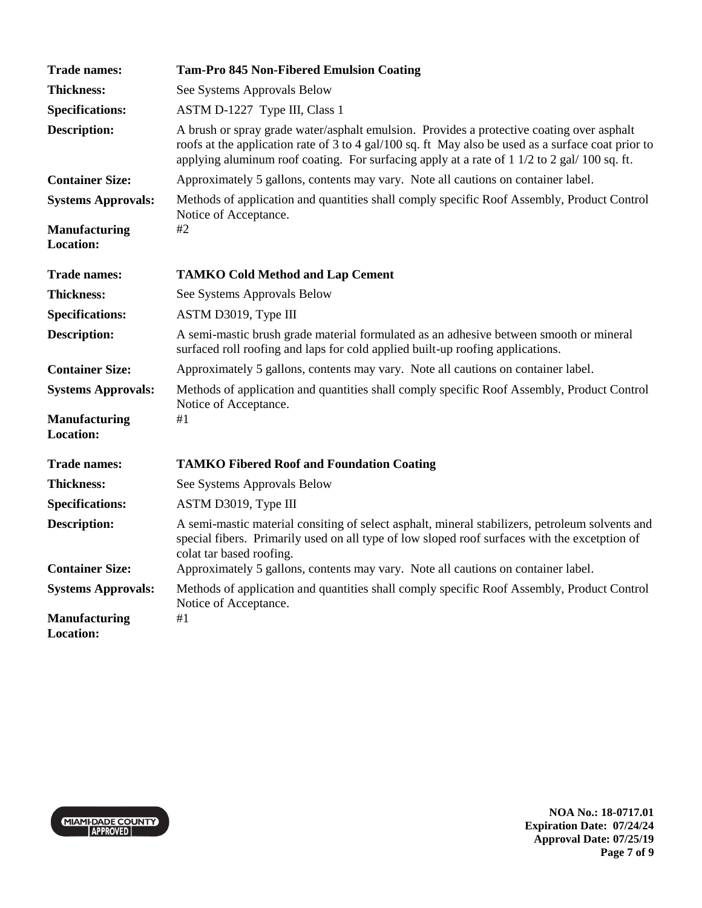| | |
|---|---|
| **Trade names:** | **Tam-Pro 845 Non-Fibered Emulsion Coating** |
| **Thickness:** | See Systems Approvals Below |
| **Specifications:** | ASTM D-1227 Type III, Class 1 |
| **Description:** | A brush or spray grade water/asphalt emulsion. Provides a protective coating over asphalt roofs at the application rate of 3 to 4 gal/100 sq. ft May also be used as a surface coat prior to applying aluminum roof coating. For surfacing apply at a rate of 1 1/2 to 2 gal/ 100 sq. ft. |
| **Container Size:** | Approximately 5 gallons, contents may vary. Note all cautions on container label. |
| **Systems Approvals:** | Methods of application and quantities shall comply specific Roof Assembly, Product Control Notice of Acceptance. |
| **Manufacturing Location:** | #2 |

| | |
|---|---|
| **Trade names:** | **TAMKO Cold Method and Lap Cement** |
| **Thickness:** | See Systems Approvals Below |
| **Specifications:** | ASTM D3019, Type III |
| **Description:** | A semi-mastic brush grade material formulated as an adhesive between smooth or mineral surfaced roll roofing and laps for cold applied built-up roofing applications. |
| **Container Size:** | Approximately 5 gallons, contents may vary. Note all cautions on container label. |
| **Systems Approvals:** | Methods of application and quantities shall comply specific Roof Assembly, Product Control Notice of Acceptance. |
| **Manufacturing Location:** | #1 |

| | |
|---|---|
| **Trade names:** | **TAMKO Fibered Roof and Foundation Coating** |
| **Thickness:** | See Systems Approvals Below |
| **Specifications:** | ASTM D3019, Type III |
| **Description:** | A semi-mastic material consiting of select asphalt, mineral stabilizers, petroleum solvents and special fibers. Primarily used on all type of low sloped roof surfaces with the excetption of colat tar based roofing. |
| **Container Size:** | Approximately 5 gallons, contents may vary. Note all cautions on container label. |
| **Systems Approvals:** | Methods of application and quantities shall comply specific Roof Assembly, Product Control Notice of Acceptance. |
| **Manufacturing Location:** | #1 |

**NOA No.: 18-0717.01**
**Expiration Date: 07/24/24**
**Approval Date: 07/25/19**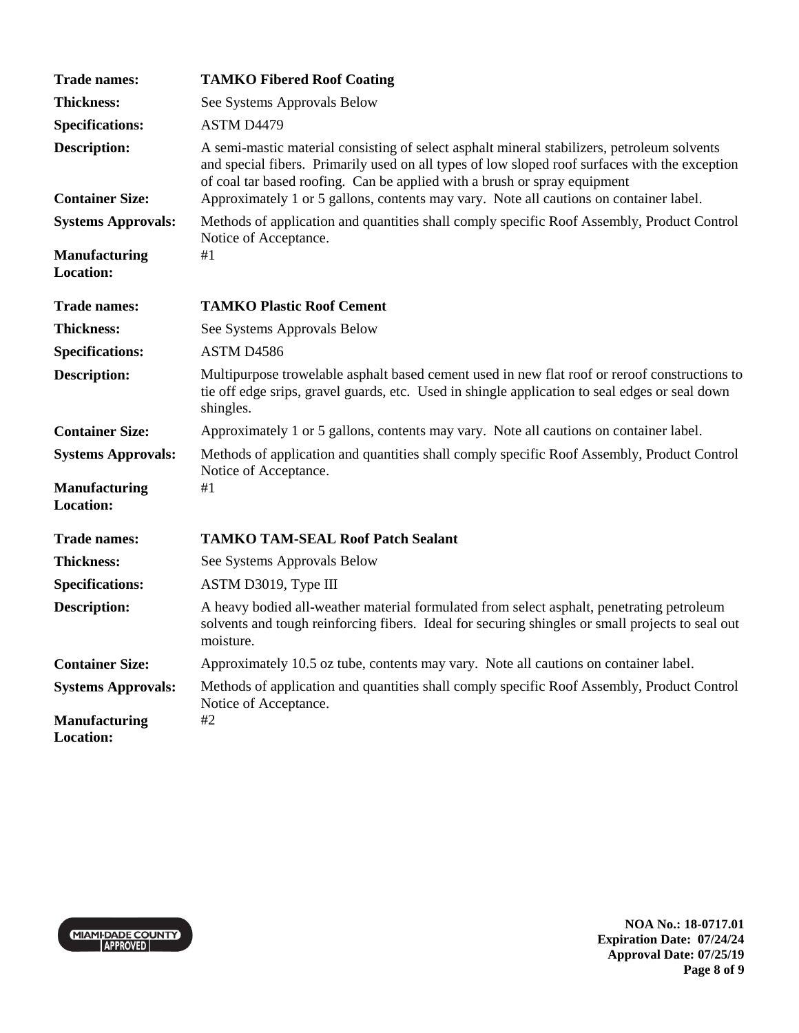| | |
|---|---|
| **Trade names:** | **TAMKO Fibered Roof Coating** |
| **Thickness:** | See Systems Approvals Below |
| **Specifications:** | ASTM D4479 |
| **Description:** | A semi-mastic material consisting of select asphalt mineral stabilizers, petroleum solvents and special fibers. Primarily used on all types of low sloped roof surfaces with the exception of coal tar based roofing. Can be applied with a brush or spray equipment |
| **Container Size:** | Approximately 1 or 5 gallons, contents may vary. Note all cautions on container label. |
| **Systems Approvals:** | Methods of application and quantities shall comply specific Roof Assembly, Product Control Notice of Acceptance. |
| **Manufacturing Location:** | #1 |

| | |
|---|---|
| **Trade names:** | **TAMKO Plastic Roof Cement** |
| **Thickness:** | See Systems Approvals Below |
| **Specifications:** | ASTM D4586 |
| **Description:** | Multipurpose trowelable asphalt based cement used in new flat roof or reroof constructions to tie off edge srips, gravel guards, etc. Used in shingle application to seal edges or seal down shingles. |
| **Container Size:** | Approximately 1 or 5 gallons, contents may vary. Note all cautions on container label. |
| **Systems Approvals:** | Methods of application and quantities shall comply specific Roof Assembly, Product Control Notice of Acceptance. |
| **Manufacturing Location:** | #1 |

| | |
|---|---|
| **Trade names:** | **TAMKO TAM-SEAL Roof Patch Sealant** |
| **Thickness:** | See Systems Approvals Below |
| **Specifications:** | ASTM D3019, Type III |
| **Description:** | A heavy bodied all-weather material formulated from select asphalt, penetrating petroleum solvents and tough reinforcing fibers. Ideal for securing shingles or small projects to seal out moisture. |
| **Container Size:** | Approximately 10.5 oz tube, contents may vary. Note all cautions on container label. |
| **Systems Approvals:** | Methods of application and quantities shall comply specific Roof Assembly, Product Control Notice of Acceptance. |
| **Manufacturing Location:** | #2 |

**NOA No.: 18-0717.01**
**Expiration Date: 07/24/24**
**Approval Date: 07/25/19**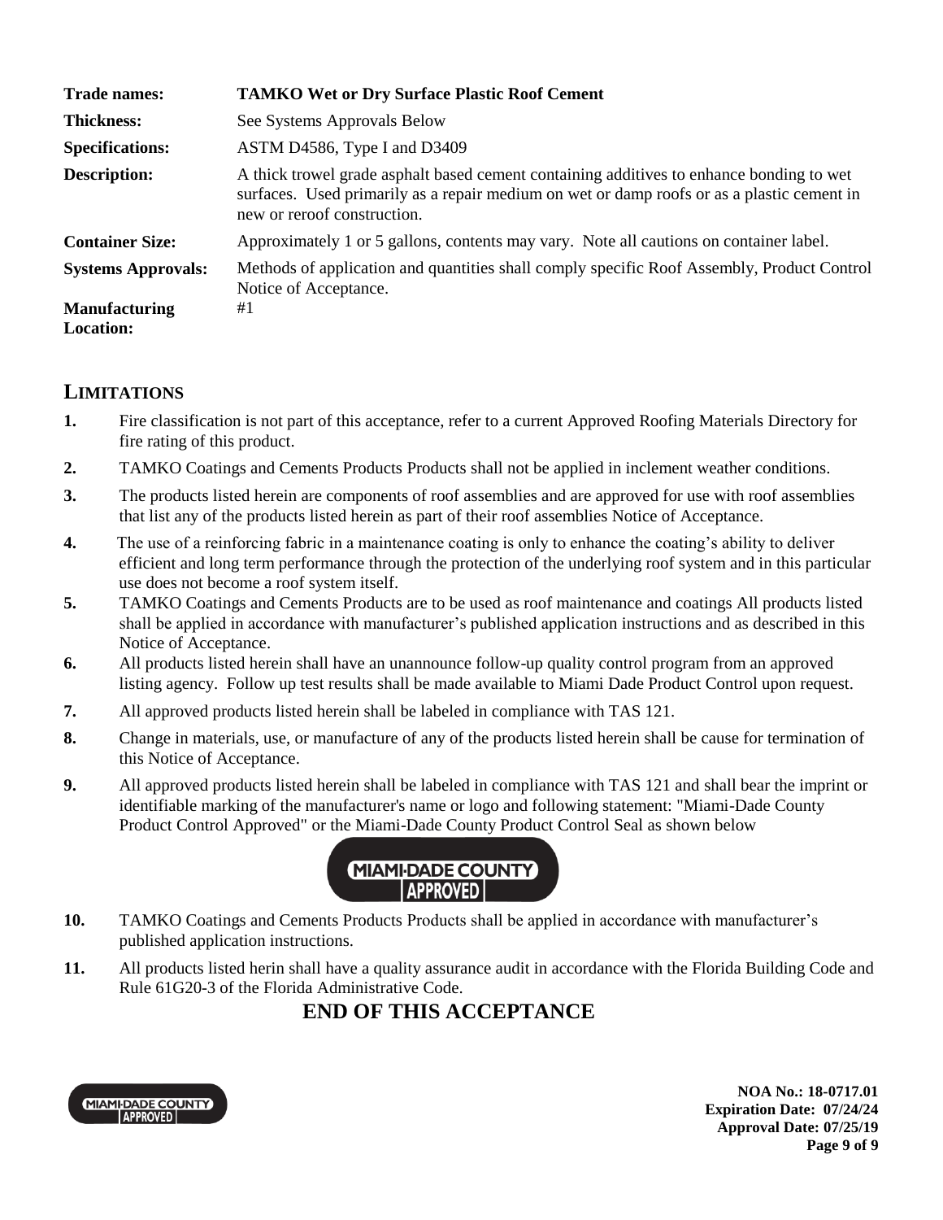| | |
|---|---|
| **Trade names:** | **TAMKO Wet or Dry Surface Plastic Roof Cement** |
| **Thickness:** | See Systems Approvals Below |
| **Specifications:** | ASTM D4586, Type I and D3409 |
| **Description:** | A thick trowel grade asphalt based cement containing additives to enhance bonding to wet surfaces. Used primarily as a repair medium on wet or damp roofs or as a plastic cement in new or reroof construction. |
| **Container Size:** | Approximately 1 or 5 gallons, contents may vary. Note all cautions on container label. |
| **Systems Approvals:** | Methods of application and quantities shall comply specific Roof Assembly, Product Control Notice of Acceptance. |
| **Manufacturing Location:** | #1 |

## LIMITATIONS

1. Fire classification is not part of this acceptance, refer to a current Approved Roofing Materials Directory for fire rating of this product.
2. TAMKO Coatings and Cements Products Products shall not be applied in inclement weather conditions.
3. The products listed herein are components of roof assemblies and are approved for use with roof assemblies that list any of the products listed herein as part of their roof assemblies Notice of Acceptance.
4. The use of a reinforcing fabric in a maintenance coating is only to enhance the coating's ability to deliver efficient and long term performance through the protection of the underlying roof system and in this particular use does not become a roof system itself.
5. TAMKO Coatings and Cements Products are to be used as roof maintenance and coatings All products listed shall be applied in accordance with manufacturer's published application instructions and as described in this Notice of Acceptance.
6. All products listed herein shall have an unannounce follow-up quality control program from an approved listing agency. Follow up test results shall be made available to Miami Dade Product Control upon request.
7. All approved products listed herein shall be labeled in compliance with TAS 121.
8. Change in materials, use, or manufacture of any of the products listed herein shall be cause for termination of this Notice of Acceptance.
9. All approved products listed herein shall be labeled in compliance with TAS 121 and shall bear the imprint or identifiable marking of the manufacturer's name or logo and following statement: "Miami-Dade County Product Control Approved" or the Miami-Dade County Product Control Seal as shown below

MIAMI-DADE COUNTY APPROVED

10. TAMKO Coatings and Cements Products Products shall be applied in accordance with manufacturer's published application instructions.
11. All products listed herin shall have a quality assurance audit in accordance with the Florida Building Code and Rule 61G20-3 of the Florida Administrative Code.

## END OF THIS ACCEPTANCE

**NOA No.: 18-0717.01**
**Expiration Date: 07/24/24**
**Approval Date: 07/25/19**